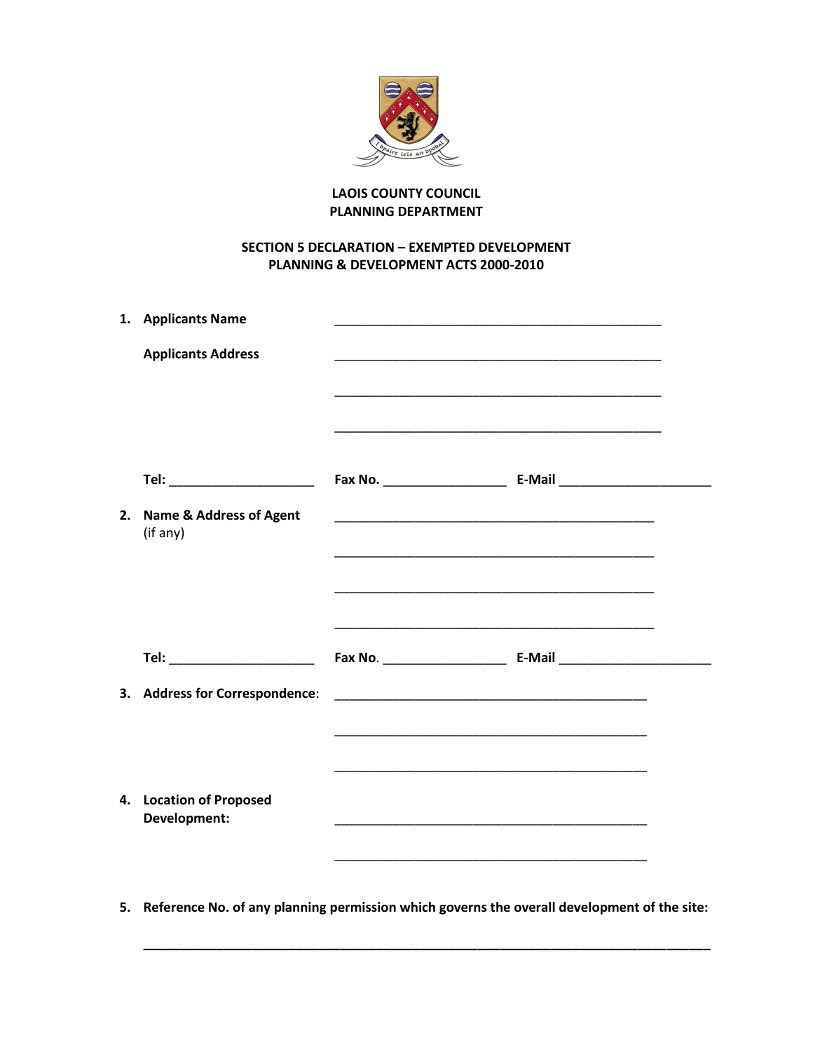**LAOIS COUNTY COUNCIL**
**PLANNING DEPARTMENT**

**SECTION 5 DECLARATION – EXEMPTED DEVELOPMENT**
**PLANNING & DEVELOPMENT ACTS 2000-2010**

1. **Applicants Name** ______________________________________________

   **Applicants Address** ______________________________________________

   ______________________________________________

   ______________________________________________

   **Tel:** ____________________ **Fax No.** _________________ **E-Mail** _____________________

2. **Name & Address of Agent** (if any) ______________________________________________

   ______________________________________________

   ______________________________________________

   ______________________________________________

   **Tel:** ____________________ **Fax No**. _________________ **E-Mail** _____________________

3. **Address for Correspondence**: ______________________________________________

   ______________________________________________

   ______________________________________________

4. **Location of Proposed Development:** ______________________________________________

   ______________________________________________

5. **Reference No. of any planning permission which governs the overall development of the site:**

   ______________________________________________________________________________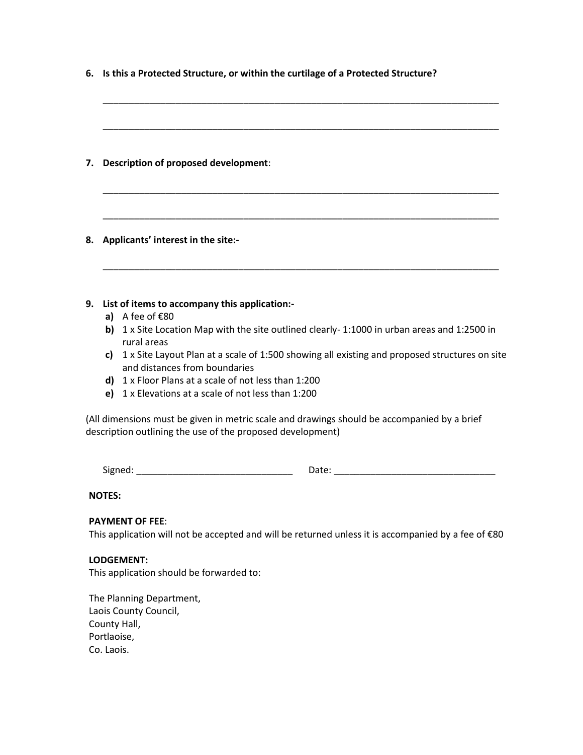6. **Is this a Protected Structure, or within the curtilage of a Protected Structure?**

_______________________________________________________________________________

_______________________________________________________________________________

7. **Description of proposed development**:

_______________________________________________________________________________

_______________________________________________________________________________

8. **Applicants' interest in the site:-**

_______________________________________________________________________________

9. **List of items to accompany this application:-**
   - **a)** A fee of €80
   - **b)** 1 x Site Location Map with the site outlined clearly- 1:1000 in urban areas and 1:2500 in rural areas
   - **c)** 1 x Site Layout Plan at a scale of 1:500 showing all existing and proposed structures on site and distances from boundaries
   - **d)** 1 x Floor Plans at a scale of not less than 1:200
   - **e)** 1 x Elevations at a scale of not less than 1:200

(All dimensions must be given in metric scale and drawings should be accompanied by a brief description outlining the use of the proposed development)

Signed: ______________________________ Date: _______________________________

**NOTES:**

**PAYMENT OF FEE**:
This application will not be accepted and will be returned unless it is accompanied by a fee of €80

**LODGEMENT:**
This application should be forwarded to:

The Planning Department,
Laois County Council,
County Hall,
Portlaoise,
Co. Laois.